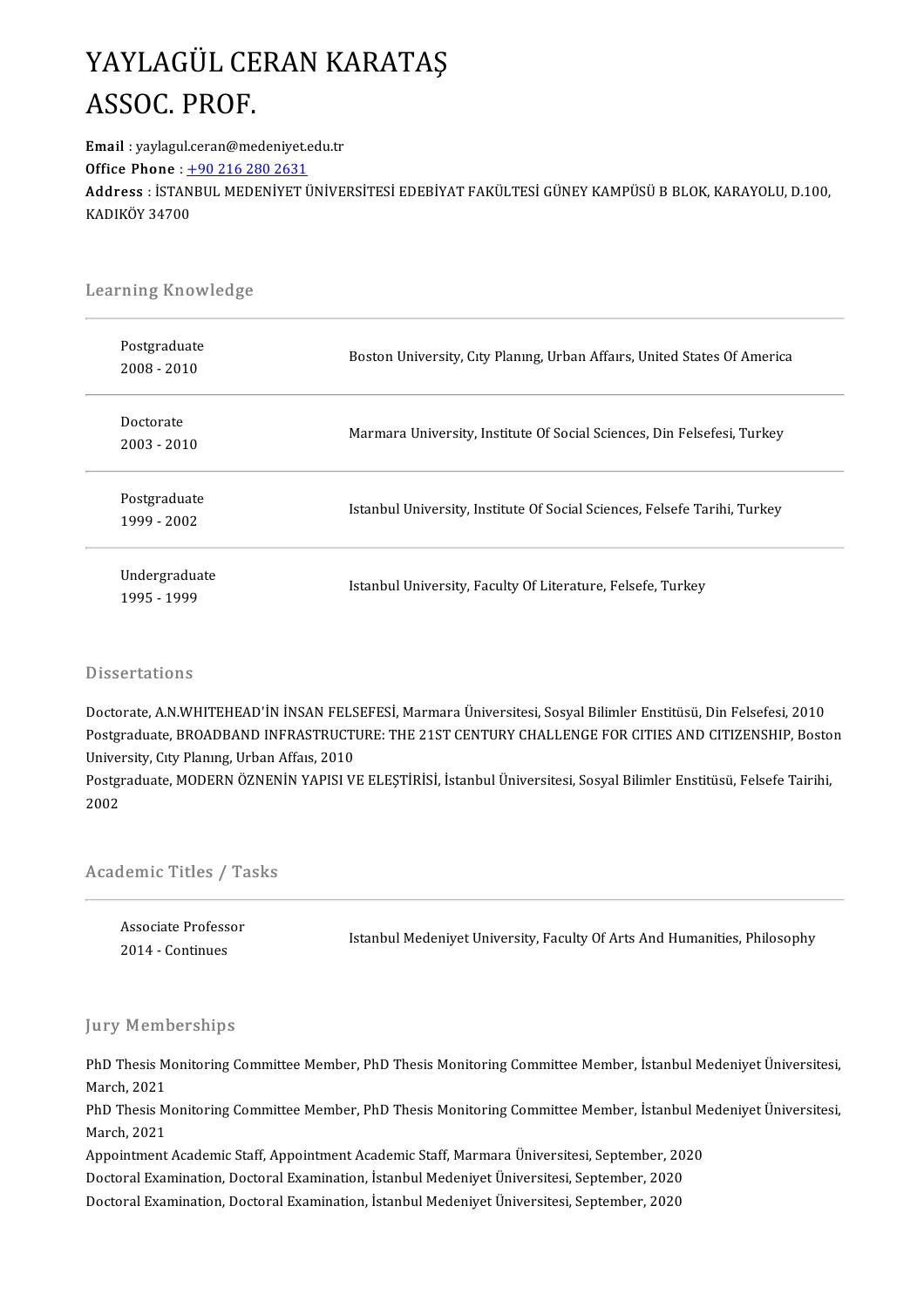# YAYLAGÜL CERAN KARATAŞ
# ASSOC. PROF.

**Email** : yaylagul.ceran@medeniyet.edu.tr
**Office Phone** : +90 216 280 2631
**Address** : İSTANBUL MEDENİYET ÜNİVERSİTESİ EDEBİYAT FAKÜLTESİ GÜNEY KAMPÜSÜ B BLOK, KARAYOLU, D.100, KADIKÖY 34700

## Learning Knowledge

| | |
|---|---|
| Postgraduate<br>2008 - 2010 | Boston University, Cıty Planıng, Urban Affaırs, United States Of America |
| Doctorate<br>2003 - 2010 | Marmara University, Institute Of Social Sciences, Din Felsefesi, Turkey |
| Postgraduate<br>1999 - 2002 | Istanbul University, Institute Of Social Sciences, Felsefe Tarihi, Turkey |
| Undergraduate<br>1995 - 1999 | Istanbul University, Faculty Of Literature, Felsefe, Turkey |

## Dissertations

Doctorate, A.N.WHITEHEAD'İN İNSAN FELSEFESİ, Marmara Üniversitesi, Sosyal Bilimler Enstitüsü, Din Felsefesi, 2010
Postgraduate, BROADBAND INFRASTRUCTURE: THE 21ST CENTURY CHALLENGE FOR CITIES AND CITIZENSHIP, Boston University, Cıty Planıng, Urban Affaıs, 2010
Postgraduate, MODERN ÖZNENİN YAPISI VE ELEŞTİRİSİ, İstanbul Üniversitesi, Sosyal Bilimler Enstitüsü, Felsefe Tairihi, 2002

## Academic Titles / Tasks

| | |
|---|---|
| Associate Professor<br>2014 - Continues | Istanbul Medeniyet University, Faculty Of Arts And Humanities, Philosophy |

## Jury Memberships

PhD Thesis Monitoring Committee Member, PhD Thesis Monitoring Committee Member, İstanbul Medeniyet Üniversitesi, March, 2021
PhD Thesis Monitoring Committee Member, PhD Thesis Monitoring Committee Member, İstanbul Medeniyet Üniversitesi, March, 2021
Appointment Academic Staff, Appointment Academic Staff, Marmara Üniversitesi, September, 2020
Doctoral Examination, Doctoral Examination, İstanbul Medeniyet Üniversitesi, September, 2020
Doctoral Examination, Doctoral Examination, İstanbul Medeniyet Üniversitesi, September, 2020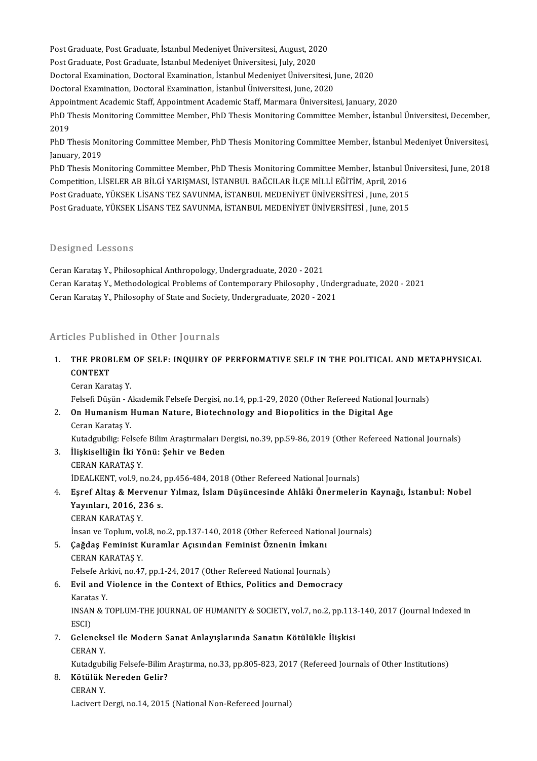Post Graduate, Post Graduate, İstanbul Medeniyet Üniversitesi, August, 2020
Post Graduate, Post Graduate, İstanbul Medeniyet Üniversitesi, July, 2020
Doctoral Examination, Doctoral Examination, İstanbul Medeniyet Üniversitesi, June, 2020
Doctoral Examination, Doctoral Examination, İstanbul Üniversitesi, June, 2020
Appointment Academic Staff, Appointment Academic Staff, Marmara Üniversitesi, January, 2020
PhD Thesis Monitoring Committee Member, PhD Thesis Monitoring Committee Member, İstanbul Üniversitesi, December, 2019
PhD Thesis Monitoring Committee Member, PhD Thesis Monitoring Committee Member, İstanbul Medeniyet Üniversitesi, January, 2019
PhD Thesis Monitoring Committee Member, PhD Thesis Monitoring Committee Member, İstanbul Üniversitesi, June, 2018
Competition, LİSELER AB BİLGİ YARIŞMASI, İSTANBUL BAĞCILAR İLÇE MİLLİ EĞİTİM, April, 2016
Post Graduate, YÜKSEK LİSANS TEZ SAVUNMA, İSTANBUL MEDENİYET ÜNİVERSİTESİ , June, 2015
Post Graduate, YÜKSEK LİSANS TEZ SAVUNMA, İSTANBUL MEDENİYET ÜNİVERSİTESİ , June, 2015

## Designed Lessons

Ceran Karataş Y., Philosophical Anthropology, Undergraduate, 2020 - 2021
Ceran Karataş Y., Methodological Problems of Contemporary Philosophy , Undergraduate, 2020 - 2021
Ceran Karataş Y., Philosophy of State and Society, Undergraduate, 2020 - 2021

## Articles Published in Other Journals

1. **THE PROBLEM OF SELF: INQUIRY OF PERFORMATIVE SELF IN THE POLITICAL AND METAPHYSICAL CONTEXT**
   Ceran Karataş Y.
   Felsefi Düşün - Akademik Felsefe Dergisi, no.14, pp.1-29, 2020 (Other Refereed National Journals)
2. **On Humanism Human Nature, Biotechnology and Biopolitics in the Digital Age**
   Ceran Karataş Y.
   Kutadgubilig: Felsefe Bilim Araştırmaları Dergisi, no.39, pp.59-86, 2019 (Other Refereed National Journals)
3. **İlişkiselliğin İki Yönü: Şehir ve Beden**
   CERAN KARATAŞ Y.
   İDEALKENT, vol.9, no.24, pp.456-484, 2018 (Other Refereed National Journals)
4. **Eşref Altaş & Mervenur Yılmaz, İslam Düşüncesinde Ahlâki Önermelerin Kaynağı, İstanbul: Nobel Yayınları, 2016, 236 s.**
   CERAN KARATAŞ Y.
   İnsan ve Toplum, vol.8, no.2, pp.137-140, 2018 (Other Refereed National Journals)
5. **Çağdaş Feminist Kuramlar Açısından Feminist Öznenin İmkanı**
   CERAN KARATAŞ Y.
   Felsefe Arkivi, no.47, pp.1-24, 2017 (Other Refereed National Journals)
6. **Evil and Violence in the Context of Ethics, Politics and Democracy**
   Karatas Y.
   INSAN & TOPLUM-THE JOURNAL OF HUMANITY & SOCIETY, vol.7, no.2, pp.113-140, 2017 (Journal Indexed in ESCI)
7. **Geleneksel ile Modern Sanat Anlayışlarında Sanatın Kötülükle İlişkisi**
   CERAN Y.
   Kutadgubilig Felsefe-Bilim Araştırma, no.33, pp.805-823, 2017 (Refereed Journals of Other Institutions)
8. **Kötülük Nereden Gelir?**
   CERAN Y.
   Lacivert Dergi, no.14, 2015 (National Non-Refereed Journal)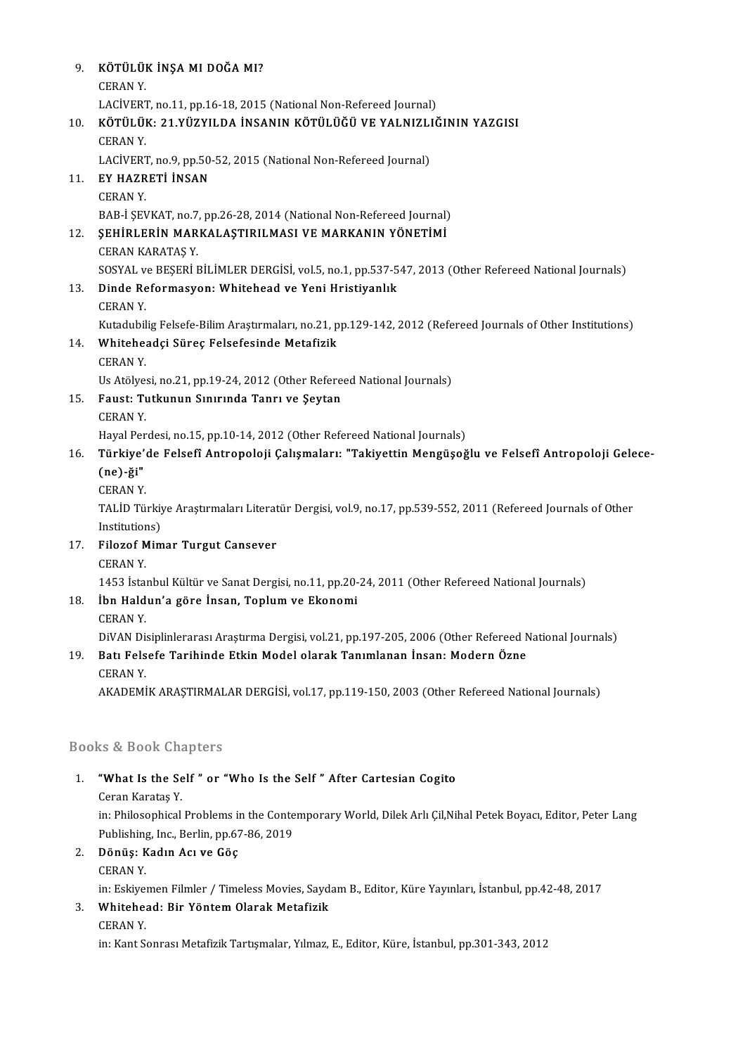9. **KÖTÜLÜK İNŞA MI DOĞA MI?**
   CERAN Y.
   LACİVERT, no.11, pp.16-18, 2015 (National Non-Refereed Journal)
10. **KÖTÜLÜK: 21.YÜZYILDA İNSANIN KÖTÜLÜĞÜ VE YALNIZLIĞININ YAZGISI**
    CERAN Y.
    LACİVERT, no.9, pp.50-52, 2015 (National Non-Refereed Journal)
11. **EY HAZRETİ İNSAN**
    CERAN Y.
    BAB-İ ŞEVKAT, no.7, pp.26-28, 2014 (National Non-Refereed Journal)
12. **ŞEHİRLERİN MARKALAŞTIRILMASI VE MARKANIN YÖNETİMİ**
    CERAN KARATAŞ Y.
    SOSYAL ve BEŞERİ BİLİMLER DERGİSİ, vol.5, no.1, pp.537-547, 2013 (Other Refereed National Journals)
13. **Dinde Reformasyon: Whitehead ve Yeni Hristiyanlık**
    CERAN Y.
    Kutadubilig Felsefe-Bilim Araştırmaları, no.21, pp.129-142, 2012 (Refereed Journals of Other Institutions)
14. **Whiteheadçi Süreç Felsefesinde Metafizik**
    CERAN Y.
    Us Atölyesi, no.21, pp.19-24, 2012 (Other Refereed National Journals)
15. **Faust: Tutkunun Sınırında Tanrı ve Şeytan**
    CERAN Y.
    Hayal Perdesi, no.15, pp.10-14, 2012 (Other Refereed National Journals)
16. **Türkiye'de Felsefî Antropoloji Çalışmaları: "Takiyettin Mengüşoğlu ve Felsefî Antropoloji Gelece-(ne)-ği"**
    CERAN Y.
    TALİD Türkiye Araştırmaları Literatür Dergisi, vol.9, no.17, pp.539-552, 2011 (Refereed Journals of Other Institutions)
17. **Filozof Mimar Turgut Cansever**
    CERAN Y.
    1453 İstanbul Kültür ve Sanat Dergisi, no.11, pp.20-24, 2011 (Other Refereed National Journals)
18. **İbn Haldun'a göre İnsan, Toplum ve Ekonomi**
    CERAN Y.
    DiVAN Disiplinlerarası Araştırma Dergisi, vol.21, pp.197-205, 2006 (Other Refereed National Journals)
19. **Batı Felsefe Tarihinde Etkin Model olarak Tanımlanan İnsan: Modern Özne**
    CERAN Y.
    AKADEMİK ARAŞTIRMALAR DERGİSİ, vol.17, pp.119-150, 2003 (Other Refereed National Journals)

## Books & Book Chapters

1. **"What Is the Self " or "Who Is the Self " After Cartesian Cogito**
   Ceran Karataş Y.
   in: Philosophical Problems in the Contemporary World, Dilek Arlı Çil,Nihal Petek Boyacı, Editor, Peter Lang Publishing, Inc., Berlin, pp.67-86, 2019
2. **Dönüş: Kadın Acı ve Göç**
   CERAN Y.
   in: Eskiyemen Filmler / Timeless Movies, Saydam B., Editor, Küre Yayınları, İstanbul, pp.42-48, 2017
3. **Whitehead: Bir Yöntem Olarak Metafizik**
   CERAN Y.
   in: Kant Sonrası Metafizik Tartışmalar, Yılmaz, E., Editor, Küre, İstanbul, pp.301-343, 2012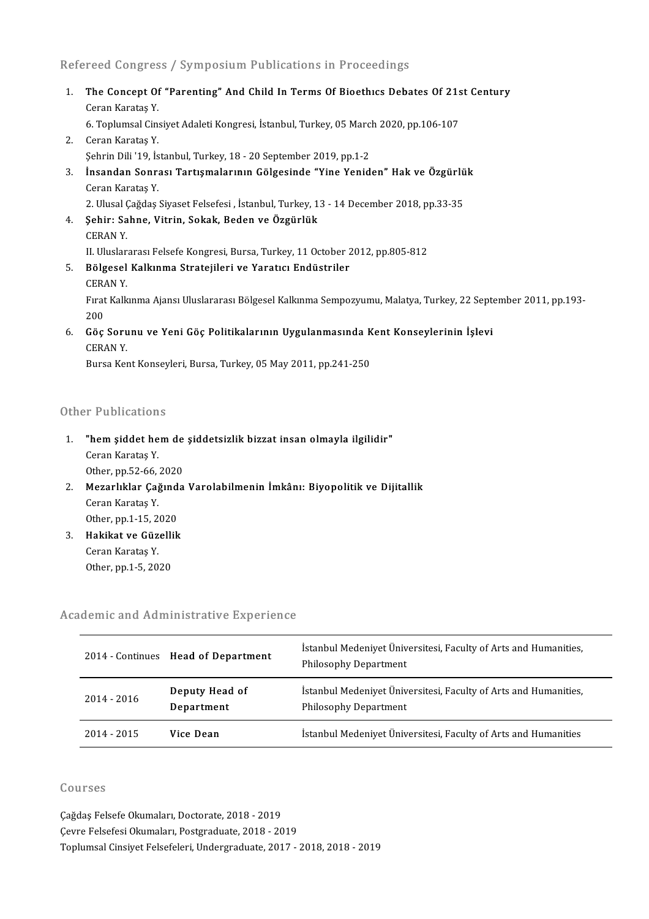## Refereed Congress / Symposium Publications in Proceedings

1. **The Concept Of "Parenting" And Child In Terms Of Bioethıcs Debates Of 21st Century**
   Ceran Karataş Y.
   6. Toplumsal Cinsiyet Adaleti Kongresi, İstanbul, Turkey, 05 March 2020, pp.106-107
2. Ceran Karataş Y.
   Şehrin Dili '19, İstanbul, Turkey, 18 - 20 September 2019, pp.1-2
3. **İnsandan Sonrası Tartışmalarının Gölgesinde "Yine Yeniden" Hak ve Özgürlük**
   Ceran Karataş Y.
   2. Ulusal Çağdaş Siyaset Felsefesi , İstanbul, Turkey, 13 - 14 December 2018, pp.33-35
4. **Şehir: Sahne, Vitrin, Sokak, Beden ve Özgürlük**
   CERAN Y.
   II. Uluslararası Felsefe Kongresi, Bursa, Turkey, 11 October 2012, pp.805-812
5. **Bölgesel Kalkınma Stratejileri ve Yaratıcı Endüstriler**
   CERAN Y.
   Fırat Kalkınma Ajansı Uluslararası Bölgesel Kalkınma Sempozyumu, Malatya, Turkey, 22 September 2011, pp.193-200
6. **Göç Sorunu ve Yeni Göç Politikalarının Uygulanmasında Kent Konseylerinin İşlevi**
   CERAN Y.
   Bursa Kent Konseyleri, Bursa, Turkey, 05 May 2011, pp.241-250

## Other Publications

1. **"hem şiddet hem de şiddetsizlik bizzat insan olmayla ilgilidir"**
   Ceran Karataş Y.
   Other, pp.52-66, 2020
2. **Mezarlıklar Çağında Varolabilmenin İmkânı: Biyopolitik ve Dijitallik**
   Ceran Karataş Y.
   Other, pp.1-15, 2020
3. **Hakikat ve Güzellik**
   Ceran Karataş Y.
   Other, pp.1-5, 2020

## Academic and Administrative Experience

| | | |
|---|---|---|
| 2014 - Continues | **Head of Department** | İstanbul Medeniyet Üniversitesi, Faculty of Arts and Humanities, Philosophy Department |
| 2014 - 2016 | **Deputy Head of Department** | İstanbul Medeniyet Üniversitesi, Faculty of Arts and Humanities, Philosophy Department |
| 2014 - 2015 | **Vice Dean** | İstanbul Medeniyet Üniversitesi, Faculty of Arts and Humanities |

## Courses

Çağdaş Felsefe Okumaları, Doctorate, 2018 - 2019
Çevre Felsefesi Okumaları, Postgraduate, 2018 - 2019
Toplumsal Cinsiyet Felsefeleri, Undergraduate, 2017 - 2018, 2018 - 2019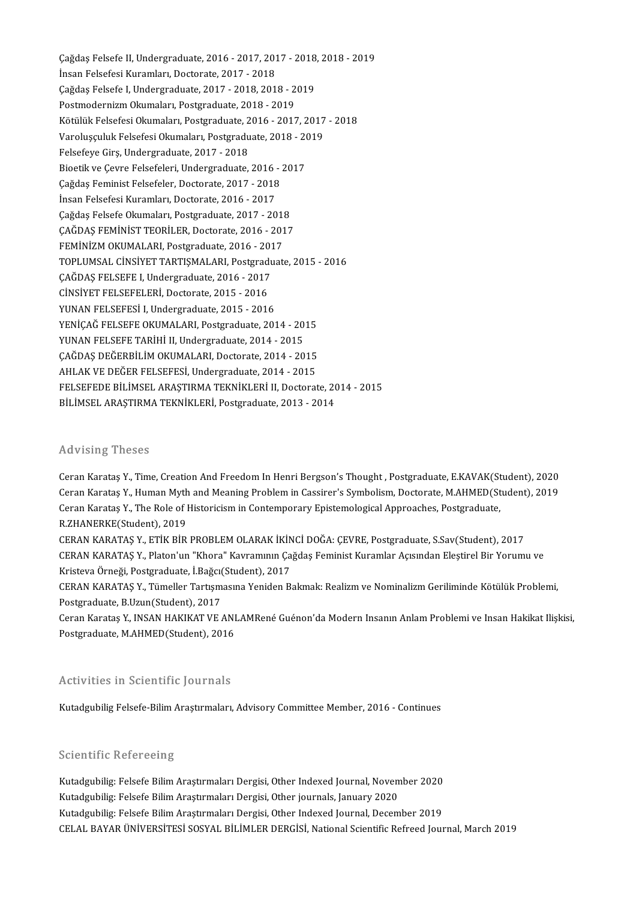Çağdaş Felsefe II, Undergraduate, 2016 - 2017, 2017 - 2018, 2018 - 2019
İnsan Felsefesi Kuramları, Doctorate, 2017 - 2018
Çağdaş Felsefe I, Undergraduate, 2017 - 2018, 2018 - 2019
Postmodernizm Okumaları, Postgraduate, 2018 - 2019
Kötülük Felsefesi Okumaları, Postgraduate, 2016 - 2017, 2017 - 2018
Varoluşçuluk Felsefesi Okumaları, Postgraduate, 2018 - 2019
Felsefeye Girş, Undergraduate, 2017 - 2018
Bioetik ve Çevre Felsefeleri, Undergraduate, 2016 - 2017
Çağdaş Feminist Felsefeler, Doctorate, 2017 - 2018
İnsan Felsefesi Kuramları, Doctorate, 2016 - 2017
Çağdaş Felsefe Okumaları, Postgraduate, 2017 - 2018
ÇAĞDAŞ FEMİNİST TEORİLER, Doctorate, 2016 - 2017
FEMİNİZM OKUMALARI, Postgraduate, 2016 - 2017
TOPLUMSAL CİNSİYET TARTIŞMALARI, Postgraduate, 2015 - 2016
ÇAĞDAŞ FELSEFE I, Undergraduate, 2016 - 2017
CİNSİYET FELSEFELERİ, Doctorate, 2015 - 2016
YUNAN FELSEFESİ I, Undergraduate, 2015 - 2016
YENİÇAĞ FELSEFE OKUMALARI, Postgraduate, 2014 - 2015
YUNAN FELSEFE TARİHİ II, Undergraduate, 2014 - 2015
ÇAĞDAŞ DEĞERBİLİM OKUMALARI, Doctorate, 2014 - 2015
AHLAK VE DEĞER FELSEFESİ, Undergraduate, 2014 - 2015
FELSEFEDE BİLİMSEL ARAŞTIRMA TEKNİKLERİ II, Doctorate, 2014 - 2015
BİLİMSEL ARAŞTIRMA TEKNİKLERİ, Postgraduate, 2013 - 2014

## Advising Theses

Ceran Karataş Y., Time, Creation And Freedom In Henri Bergson's Thought , Postgraduate, E.KAVAK(Student), 2020
Ceran Karataş Y., Human Myth and Meaning Problem in Cassirer's Symbolism, Doctorate, M.AHMED(Student), 2019
Ceran Karataş Y., The Role of Historicism in Contemporary Epistemological Approaches, Postgraduate, R.ZHANERKE(Student), 2019
CERAN KARATAŞ Y., ETİK BİR PROBLEM OLARAK İKİNCİ DOĞA: ÇEVRE, Postgraduate, S.Sav(Student), 2017
CERAN KARATAŞ Y., Platon'un "Khora" Kavramının Çağdaş Feminist Kuramlar Açısından Eleştirel Bir Yorumu ve Kristeva Örneği, Postgraduate, İ.Bağcı(Student), 2017
CERAN KARATAŞ Y., Tümeller Tartışmasına Yeniden Bakmak: Realizm ve Nominalizm Geriliminde Kötülük Problemi, Postgraduate, B.Uzun(Student), 2017
Ceran Karataş Y., INSAN HAKIKAT VE ANLAMRené Guénon'da Modern Insanın Anlam Problemi ve Insan Hakikat Ilişkisi, Postgraduate, M.AHMED(Student), 2016

## Activities in Scientific Journals

Kutadgubilig Felsefe-Bilim Araştırmaları, Advisory Committee Member, 2016 - Continues

## Scientific Refereeing

Kutadgubilig: Felsefe Bilim Araştırmaları Dergisi, Other Indexed Journal, November 2020
Kutadgubilig: Felsefe Bilim Araştırmaları Dergisi, Other journals, January 2020
Kutadgubilig: Felsefe Bilim Araştırmaları Dergisi, Other Indexed Journal, December 2019
CELAL BAYAR ÜNİVERSİTESİ SOSYAL BİLİMLER DERGİSİ, National Scientific Refreed Journal, March 2019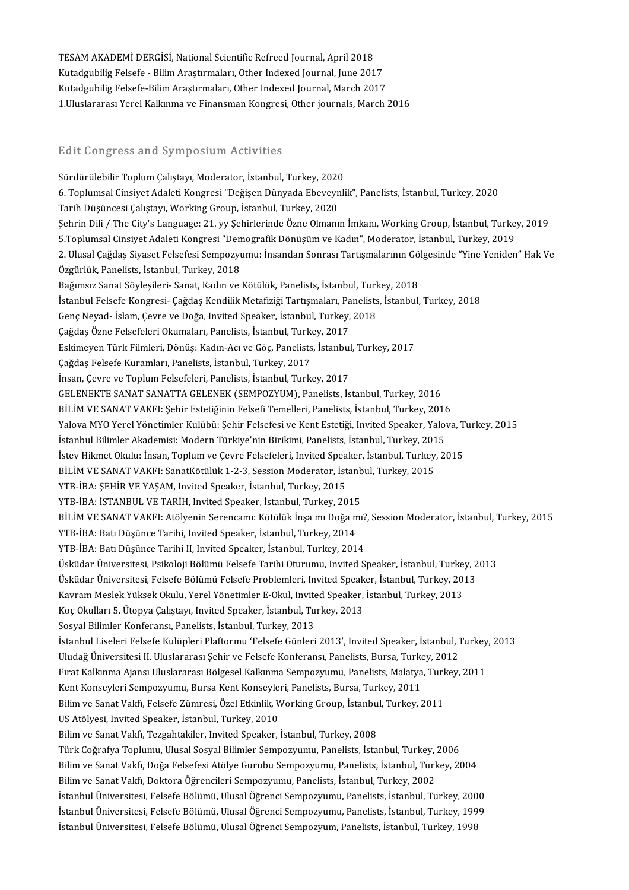TESAM AKADEMİ DERGİSİ, National Scientific Refreed Journal, April 2018
Kutadgubilig Felsefe - Bilim Araştırmaları, Other Indexed Journal, June 2017
Kutadgubilig Felsefe-Bilim Araştırmaları, Other Indexed Journal, March 2017
1.Uluslararası Yerel Kalkınma ve Finansman Kongresi, Other journals, March 2016

## Edit Congress and Symposium Activities

Sürdürülebilir Toplum Çalıştayı, Moderator, İstanbul, Turkey, 2020
6. Toplumsal Cinsiyet Adaleti Kongresi "Değişen Dünyada Ebeveynlik", Panelists, İstanbul, Turkey, 2020
Tarih Düşüncesi Çalıştayı, Working Group, İstanbul, Turkey, 2020
Şehrin Dili / The City's Language: 21. yy Şehirlerinde Özne Olmanın İmkanı, Working Group, İstanbul, Turkey, 2019
5.Toplumsal Cinsiyet Adaleti Kongresi "Demografik Dönüşüm ve Kadın", Moderator, İstanbul, Turkey, 2019
2. Ulusal Çağdaş Siyaset Felsefesi Sempozyumu: İnsandan Sonrası Tartışmalarının Gölgesinde "Yine Yeniden" Hak Ve Özgürlük, Panelists, İstanbul, Turkey, 2018
Bağımsız Sanat Söyleşileri- Sanat, Kadın ve Kötülük, Panelists, İstanbul, Turkey, 2018
İstanbul Felsefe Kongresi- Çağdaş Kendilik Metafiziği Tartışmaları, Panelists, İstanbul, Turkey, 2018
Genç Neyad- İslam, Çevre ve Doğa, Invited Speaker, İstanbul, Turkey, 2018
Çağdaş Özne Felsefeleri Okumaları, Panelists, İstanbul, Turkey, 2017
Eskimeyen Türk Filmleri, Dönüş: Kadın-Acı ve Göç, Panelists, İstanbul, Turkey, 2017
Çağdaş Felsefe Kuramları, Panelists, İstanbul, Turkey, 2017
İnsan, Çevre ve Toplum Felsefeleri, Panelists, İstanbul, Turkey, 2017
GELENEKTE SANAT SANATTA GELENEK (SEMPOZYUM), Panelists, İstanbul, Turkey, 2016
BİLİM VE SANAT VAKFI: Şehir Estetiğinin Felsefi Temelleri, Panelists, İstanbul, Turkey, 2016
Yalova MYO Yerel Yönetimler Kulübü: Şehir Felsefesi ve Kent Estetiği, Invited Speaker, Yalova, Turkey, 2015
İstanbul Bilimler Akademisi: Modern Türkiye'nin Birikimi, Panelists, İstanbul, Turkey, 2015
İstev Hikmet Okulu: İnsan, Toplum ve Çevre Felsefeleri, Invited Speaker, İstanbul, Turkey, 2015
BİLİM VE SANAT VAKFI: SanatKötülük 1-2-3, Session Moderator, İstanbul, Turkey, 2015
YTB-İBA: ŞEHİR VE YAŞAM, Invited Speaker, İstanbul, Turkey, 2015
YTB-İBA: İSTANBUL VE TARİH, Invited Speaker, İstanbul, Turkey, 2015
BİLİM VE SANAT VAKFI: Atölyenin Serencamı: Kötülük İnşa mı Doğa mı?, Session Moderator, İstanbul, Turkey, 2015
YTB-İBA: Batı Düşünce Tarihi, Invited Speaker, İstanbul, Turkey, 2014
YTB-İBA: Batı Düşünce Tarihi II, Invited Speaker, İstanbul, Turkey, 2014
Üsküdar Üniversitesi, Psikoloji Bölümü Felsefe Tarihi Oturumu, Invited Speaker, İstanbul, Turkey, 2013
Üsküdar Üniversitesi, Felsefe Bölümü Felsefe Problemleri, Invited Speaker, İstanbul, Turkey, 2013
Kavram Meslek Yüksek Okulu, Yerel Yönetimler E-Okul, Invited Speaker, İstanbul, Turkey, 2013
Koç Okulları 5. Ütopya Çalıştayı, Invited Speaker, İstanbul, Turkey, 2013
Sosyal Bilimler Konferansı, Panelists, İstanbul, Turkey, 2013
İstanbul Liseleri Felsefe Kulüpleri Plaftormu 'Felsefe Günleri 2013', Invited Speaker, İstanbul, Turkey, 2013
Uludağ Üniversitesi II. Uluslararası Şehir ve Felsefe Konferansı, Panelists, Bursa, Turkey, 2012
Fırat Kalkınma Ajansı Uluslararası Bölgesel Kalkınma Sempozyumu, Panelists, Malatya, Turkey, 2011
Kent Konseyleri Sempozyumu, Bursa Kent Konseyleri, Panelists, Bursa, Turkey, 2011
Bilim ve Sanat Vakfı, Felsefe Zümresi, Özel Etkinlik, Working Group, İstanbul, Turkey, 2011
US Atölyesi, Invited Speaker, İstanbul, Turkey, 2010
Bilim ve Sanat Vakfı, Tezgahtakiler, Invited Speaker, İstanbul, Turkey, 2008
Türk Coğrafya Toplumu, Ulusal Sosyal Bilimler Sempozyumu, Panelists, İstanbul, Turkey, 2006
Bilim ve Sanat Vakfı, Doğa Felsefesi Atölye Gurubu Sempozyumu, Panelists, İstanbul, Turkey, 2004
Bilim ve Sanat Vakfı, Doktora Öğrencileri Sempozyumu, Panelists, İstanbul, Turkey, 2002
İstanbul Üniversitesi, Felsefe Bölümü, Ulusal Öğrenci Sempozyumu, Panelists, İstanbul, Turkey, 2000
İstanbul Üniversitesi, Felsefe Bölümü, Ulusal Öğrenci Sempozyumu, Panelists, İstanbul, Turkey, 1999
İstanbul Üniversitesi, Felsefe Bölümü, Ulusal Öğrenci Sempozyum, Panelists, İstanbul, Turkey, 1998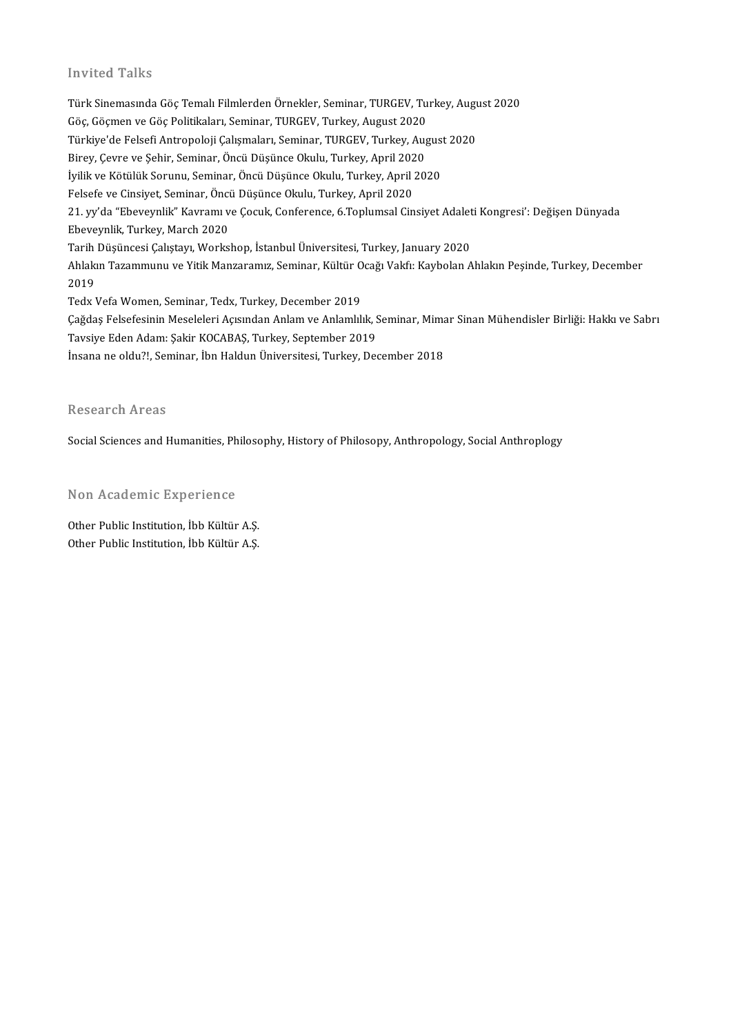## Invited Talks

Türk Sinemasında Göç Temalı Filmlerden Örnekler, Seminar, TURGEV, Turkey, August 2020

Göç, Göçmen ve Göç Politikaları, Seminar, TURGEV, Turkey, August 2020

Türkiye'de Felsefi Antropoloji Çalışmaları, Seminar, TURGEV, Turkey, August 2020

Birey, Çevre ve Şehir, Seminar, Öncü Düşünce Okulu, Turkey, April 2020

İyilik ve Kötülük Sorunu, Seminar, Öncü Düşünce Okulu, Turkey, April 2020

Felsefe ve Cinsiyet, Seminar, Öncü Düşünce Okulu, Turkey, April 2020

21. yy'da "Ebeveynlik" Kavramı ve Çocuk, Conference, 6.Toplumsal Cinsiyet Adaleti Kongresi': Değişen Dünyada Ebeveynlik, Turkey, March 2020

Tarih Düşüncesi Çalıştayı, Workshop, İstanbul Üniversitesi, Turkey, January 2020

Ahlakın Tazammunu ve Yitik Manzaramız, Seminar, Kültür Ocağı Vakfı: Kaybolan Ahlakın Peşinde, Turkey, December 2019

Tedx Vefa Women, Seminar, Tedx, Turkey, December 2019

Çağdaş Felsefesinin Meseleleri Açısından Anlam ve Anlamlılık, Seminar, Mimar Sinan Mühendisler Birliği: Hakkı ve Sabrı Tavsiye Eden Adam: Şakir KOCABAŞ, Turkey, September 2019

İnsana ne oldu?!, Seminar, İbn Haldun Üniversitesi, Turkey, December 2018

## Research Areas

Social Sciences and Humanities, Philosophy, History of Philosopy, Anthropology, Social Anthroplogy

## Non Academic Experience

Other Public Institution, İbb Kültür A.Ş.

Other Public Institution, İbb Kültür A.Ş.